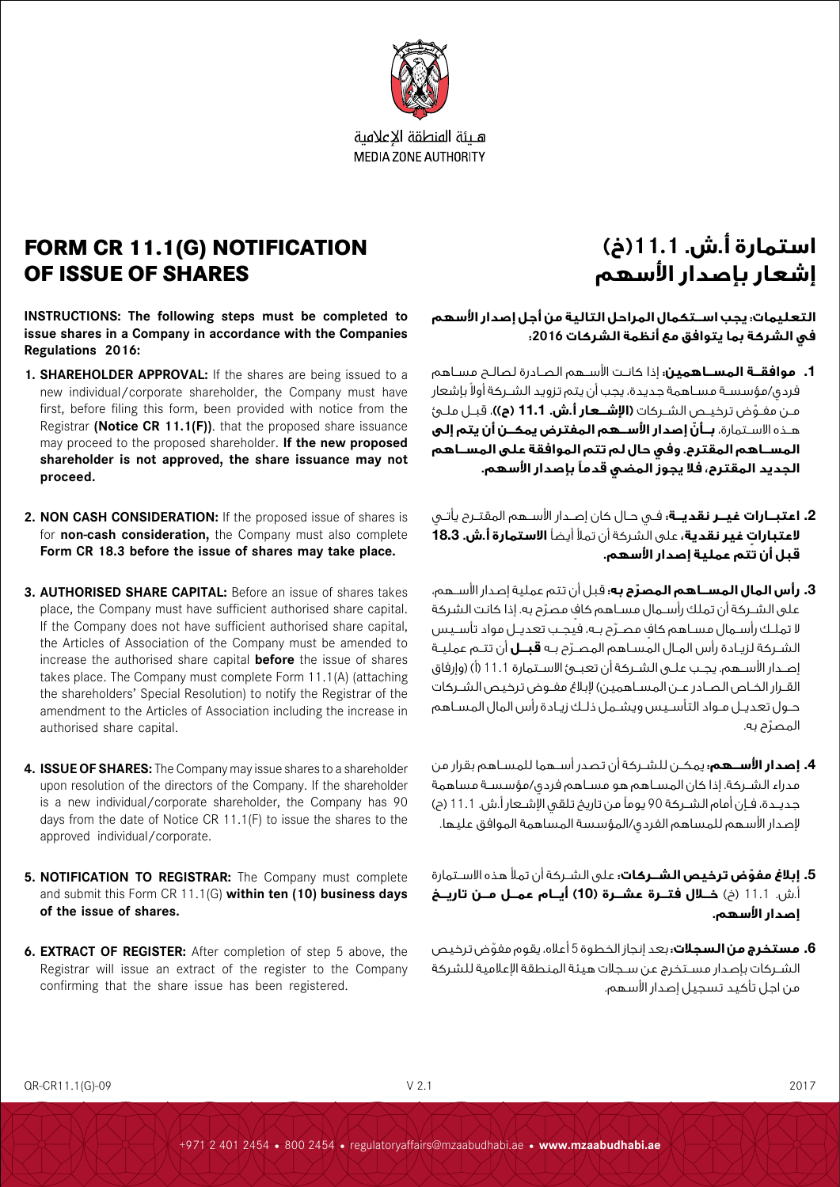هيئة المنطقة الإعلامية
MEDIA ZONE AUTHORITY

# FORM CR 11.1(G) NOTIFICATION OF ISSUE OF SHARES

**INSTRUCTIONS: The following steps must be completed to issue shares in a Company in accordance with the Companies Regulations 2016:**

1. **SHAREHOLDER APPROVAL:** If the shares are being issued to a new individual/corporate shareholder, the Company must have first, before filing this form, been provided with notice from the Registrar **(Notice CR 11.1(F))**. that the proposed share issuance may proceed to the proposed shareholder. **If the new proposed shareholder is not approved, the share issuance may not proceed.**

2. **NON CASH CONSIDERATION:** If the proposed issue of shares is for **non-cash consideration,** the Company must also complete **Form CR 18.3 before the issue of shares may take place.**

3. **AUTHORISED SHARE CAPITAL:** Before an issue of shares takes place, the Company must have sufficient authorised share capital. If the Company does not have sufficient authorised share capital, the Articles of Association of the Company must be amended to increase the authorised share capital **before** the issue of shares takes place. The Company must complete Form 11.1(A) (attaching the shareholders' Special Resolution) to notify the Registrar of the amendment to the Articles of Association including the increase in authorised share capital.

4. **ISSUE OF SHARES:** The Company may issue shares to a shareholder upon resolution of the directors of the Company. If the shareholder is a new individual/corporate shareholder, the Company has 90 days from the date of Notice CR 11.1(F) to issue the shares to the approved individual/corporate.

5. **NOTIFICATION TO REGISTRAR:** The Company must complete and submit this Form CR 11.1(G) **within ten (10) business days of the issue of shares.**

6. **EXTRACT OF REGISTER:** After completion of step 5 above, the Registrar will issue an extract of the register to the Company confirming that the share issue has been registered.

# استمارة أ.ش. 11.1(خ) إشعار بإصدار الأسهم

**التعليمات: يجب استكمال المراحل التالية من أجل إصدار الأسهم في الشركة بما يتوافق مع أنظمة الشركات 2016:**

1. **موافقة المساهمين:** إذا كانت الأسهم الصادرة لصالح مساهم فردي/مؤسسة مساهمة جديدة، يجب أن يتم تزويد الشركة أولاً بإشعار من مفوّض ترخيص الشركات **(الإشعار أ.ش. 11.1 (ح))**، قبل ملئ هذه الاستمارة، **بأنّ إصدار الأسهم المفترض يمكن أن يتم إلى المساهم المقترح. وفي حال لم تتم الموافقة على المساهم الجديد المقترح، فلا يجوز المضي قدماً بإصدار الأسهم.**

2. **اعتبارات غير نقدية:** في حال كان إصدار الأسهم المقترح يأتي **لاعتبارات غير نقدية**، على الشركة أن تملأ أيضاً **الاستمارة أ.ش. 18.3 قبل أن تتم عملية إصدار الأسهم.**

3. **رأس المال المساهم المصرّح به:** قبل أن تتم عملية إصدار الأسهم، على الشركة أن تملك رأسمال مساهم كافٍ مصرّح به. إذا كانت الشركة لا تملك رأسمال مساهم كافٍ مصرّح به، فيجب تعديل مواد تأسيس الشركة لزيادة رأس المال المساهم المصرّح به **قبل** أن تتم عملية إصدار الأسهم. يجب على الشركة أن تعبئ الاستمارة 11.1 (أ) (وإرفاق القرار الخاص الصادر عن المساهمين) لإبلاغ مفوض ترخيص الشركات حول تعديل مواد التأسيس ويشمل ذلك زيادة رأس المال المساهم المصرّح به.

4. **إصدار الأسهم:** يمكن للشركة أن تصدر أسهما للمساهم بقرار من مدراء الشركة. إذا كان المساهم هو مساهم فردي/مؤسسة مساهمة جديدة، فإن أمام الشركة 90 يوماً من تاريخ تلقي الإشعار أ.ش. 11.1 (ح) لإصدار الأسهم للمساهم الفردي/المؤسسة المساهمة الموافق عليها.

5. **إبلاغ مفوّض ترخيص الشركات:** على الشركة أن تملأ هذه الاستمارة أ.ش. 11.1 (خ) **خلال فترة عشرة (10) أيام عمل من تاريخ إصدار الأسهم.**

6. **مستخرج من السجلات:** بعد إنجاز الخطوة 5 أعلاه، يقوم مفوّض ترخيص الشركات بإصدار مستخرج عن سجلات هيئة المنطقة الإعلامية للشركة من اجل تأكيد تسجيل إصدار الأسهم.

QR-CR11.1(G)-09 V 2.1 2017

+971 2 401 2454 • 800 2454 • regulatoryaffairs@mzaabudhabi.ae • **www.mzaabudhabi.ae**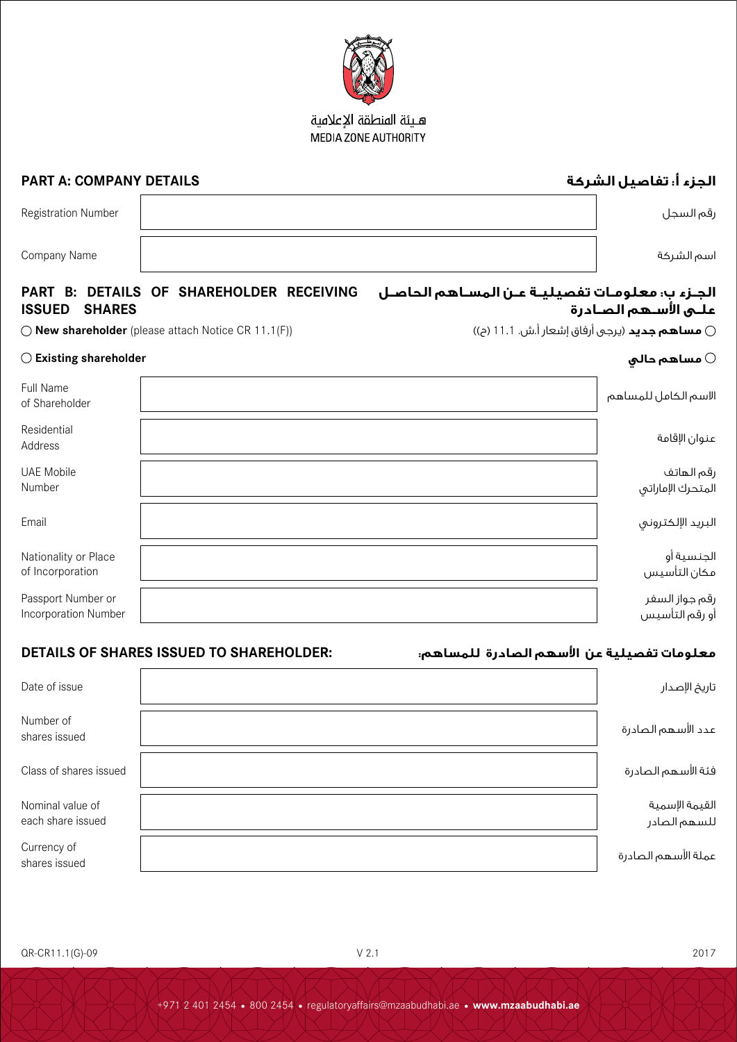هـيئة المنطقة الإعلامية
MEDIA ZONE AUTHORITY

## PART A: COMPANY DETAILS — الجزء أ: تفاصيل الشركة

| | | |
|---|---|---|
| Registration Number | | رقم السجل |
| Company Name | | اسم الشركة |

## PART B: DETAILS OF SHAREHOLDER RECEIVING ISSUED SHARES — الجـزء ب: معلومـات تفصيليـة عـن المسـاهم الحاصـل علـى الأسـهم الصـادرة

○ **New shareholder** (please attach Notice CR 11.1(F)) — ○ **مساهم جديد** (يرجى أرفاق إشعار أ.ش. 11.1 (ح))

○ **Existing shareholder** — ○ **مساهم حالي**

| | | |
|---|---|---|
| Full Name of Shareholder | | الاسم الكامل للمساهم |
| Residential Address | | عنوان الإقامة |
| UAE Mobile Number | | رقم الهاتف المتحرك الإماراتي |
| Email | | البريد الإلكتروني |
| Nationality or Place of Incorporation | | الجنسية أو مكان التأسيس |
| Passport Number or Incorporation Number | | رقم جواز السفر أو رقم التأسيس |

## DETAILS OF SHARES ISSUED TO SHAREHOLDER: — معلومات تفصيلية عن الأسهم الصادرة للمساهم:

| | | |
|---|---|---|
| Date of issue | | تاريخ الإصدار |
| Number of shares issued | | عدد الأسهم الصادرة |
| Class of shares issued | | فئة الأسهم الصادرة |
| Nominal value of each share issued | | القيمة الإسمية للسهم الصادر |
| Currency of shares issued | | عملة الأسهم الصادرة |

QR-CR11.1(G)-09 V 2.1 2017

+971 2 401 2454 • 800 2454 • regulatoryaffairs@mzaabudhabi.ae • **www.mzaabudhabi.ae**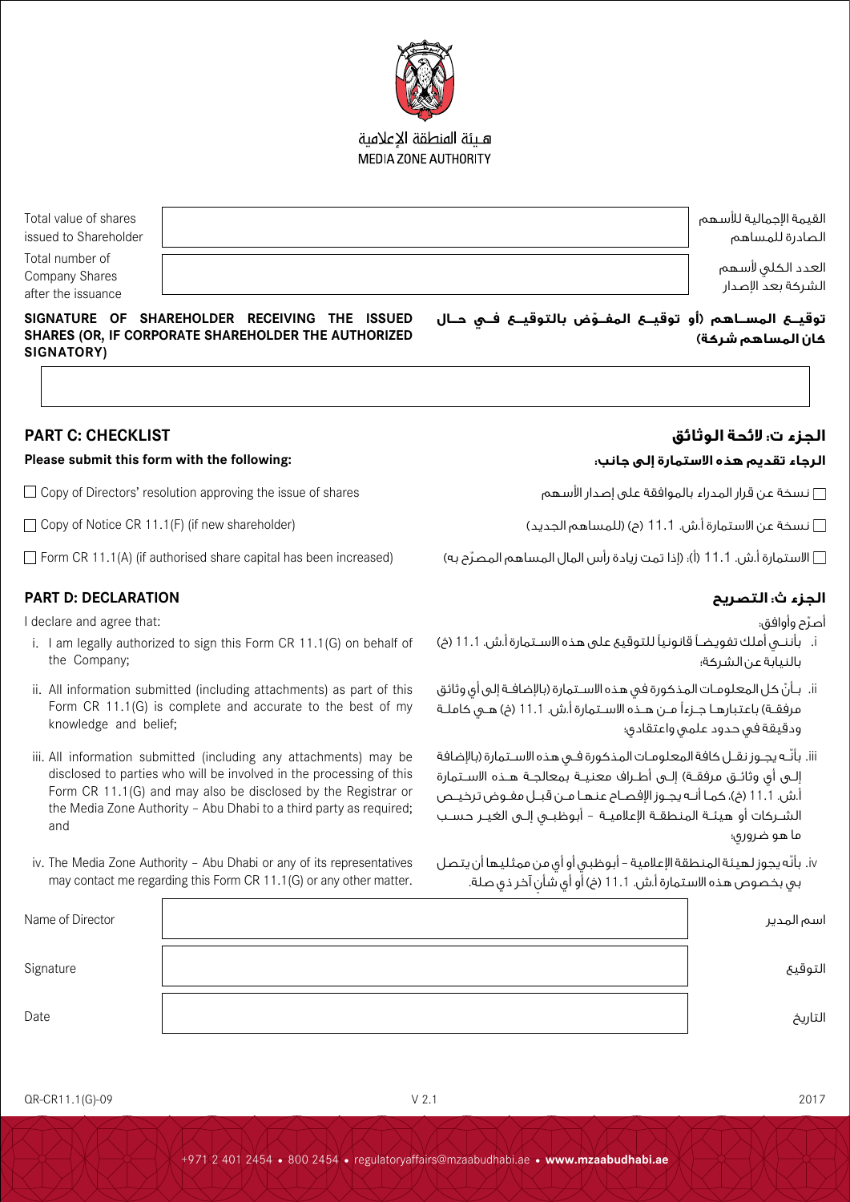هـيئة المنطقة الإعلامية
MEDIA ZONE AUTHORITY

| | | |
|---|---|---|
| Total value of shares issued to Shareholder | | القيمة الإجمالية للأسهم الصادرة للمساهم |
| Total number of Company Shares after the issuance | | العدد الكلي لأسهم الشركة بعد الإصدار |

**SIGNATURE OF SHAREHOLDER RECEIVING THE ISSUED SHARES (OR, IF CORPORATE SHAREHOLDER THE AUTHORIZED SIGNATORY)**

**توقيــع المســاهم (أو توقيــع المفـوّض بالتوقيــع فــي حــال كان المساهم شركة)**

## PART C: CHECKLIST

## الجزء ت: لائحة الوثائق

**Please submit this form with the following:**

**الرجاء تقديم هذه الاستمارة إلى جانب:**

- ☐ Copy of Directors' resolution approving the issue of shares
- ☐ Copy of Notice CR 11.1(F) (if new shareholder)
- ☐ Form CR 11.1(A) (if authorised share capital has been increased)

- ☐ نسخة عن قرار المدراء بالموافقة على إصدار الأسهم
- ☐ نسخة عن الاستمارة أ.ش. 11.1 (ح) (للمساهم الجديد)
- ☐ الاستمارة أ.ش. 11.1 (أ)؛ (إذا تمت زيادة رأس المال المساهم المصرّح به)

## PART D: DECLARATION

## الجزء ث: التصريح

I declare and agree that:

i. I am legally authorized to sign this Form CR 11.1(G) on behalf of the Company;

ii. All information submitted (including attachments) as part of this Form CR 11.1(G) is complete and accurate to the best of my knowledge and belief;

iii. All information submitted (including any attachments) may be disclosed to parties who will be involved in the processing of this Form CR 11.1(G) and may also be disclosed by the Registrar or the Media Zone Authority – Abu Dhabi to a third party as required; and

iv. The Media Zone Authority – Abu Dhabi or any of its representatives may contact me regarding this Form CR 11.1(G) or any other matter.

أصرّح وأوافق:

i. بأنـني أملك تفويضاً قانونياً للتوقيع على هذه الاستمارة أ.ش. 11.1 (خ) بالنيابة عن الشركة؛

ii. بأنّ كل المعلومات المذكورة في هذه الاستمارة (بالإضافة إلى أي وثائق مرفقة) باعتبارها جزءاً من هذه الاستمارة أ.ش. 11.1 (خ) هي كاملة ودقيقة في حدود علمي واعتقادي؛

iii. بأنّه يجوز نقل كافة المعلومات المذكورة في هذه الاستمارة (بالإضافة إلى أي وثائق مرفقة) إلى أطراف معنية بمعالجة هذه الاستمارة أ.ش. 11.1 (خ). كما أنه يجوز الإفصاح عنها من قبل مفوض ترخيص الشركات أو هيئة المنطقة الإعلامية – أبوظبي إلى الغير حسب ما هو ضروري؛

iv. بأنّه يجوز لهيئة المنطقة الإعلامية – أبوظبي أو أي من ممثليها أن يتصل بي بخصوص هذه الاستمارة أ.ش. 11.1 (خ) أو أي شأنٍ آخر ذي صلة.

| | | |
|---|---|---|
| Name of Director | | اسم المدير |
| Signature | | التوقيع |
| Date | | التاريخ |

QR-CR11.1(G)-09 V 2.1 2017

+971 2 401 2454 • 800 2454 • regulatoryaffairs@mzaabudhabi.ae • **www.mzaabudhabi.ae**